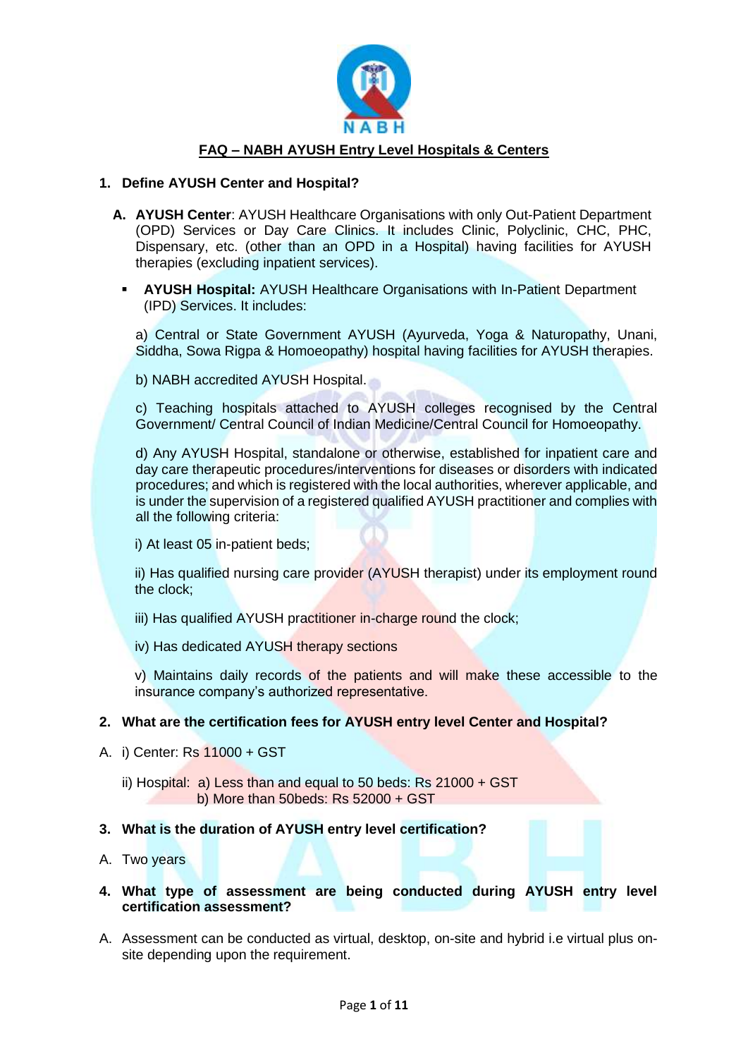# FAQ – NABH AYUSH Entry Level Hospitals & Centers

**1. Define AYUSH Center and Hospital?**

**A. AYUSH Center**: AYUSH Healthcare Organisations with only Out-Patient Department (OPD) Services or Day Care Clinics. It includes Clinic, Polyclinic, CHC, PHC, Dispensary, etc. (other than an OPD in a Hospital) having facilities for AYUSH therapies (excluding inpatient services).

- **AYUSH Hospital:** AYUSH Healthcare Organisations with In-Patient Department (IPD) Services. It includes:

  a) Central or State Government AYUSH (Ayurveda, Yoga & Naturopathy, Unani, Siddha, Sowa Rigpa & Homoeopathy) hospital having facilities for AYUSH therapies.

  b) NABH accredited AYUSH Hospital.

  c) Teaching hospitals attached to AYUSH colleges recognised by the Central Government/ Central Council of Indian Medicine/Central Council for Homoeopathy.

  d) Any AYUSH Hospital, standalone or otherwise, established for inpatient care and day care therapeutic procedures/interventions for diseases or disorders with indicated procedures; and which is registered with the local authorities, wherever applicable, and is under the supervision of a registered qualified AYUSH practitioner and complies with all the following criteria:

  i) At least 05 in-patient beds;

  ii) Has qualified nursing care provider (AYUSH therapist) under its employment round the clock;

  iii) Has qualified AYUSH practitioner in-charge round the clock;

  iv) Has dedicated AYUSH therapy sections

  v) Maintains daily records of the patients and will make these accessible to the insurance company's authorized representative.

**2. What are the certification fees for AYUSH entry level Center and Hospital?**

A. i) Center: Rs 11000 + GST

ii) Hospital: a) Less than and equal to 50 beds: Rs 21000 + GST
b) More than 50beds: Rs 52000 + GST

**3. What is the duration of AYUSH entry level certification?**

A. Two years

**4. What type of assessment are being conducted during AYUSH entry level certification assessment?**

A. Assessment can be conducted as virtual, desktop, on-site and hybrid i.e virtual plus on-site depending upon the requirement.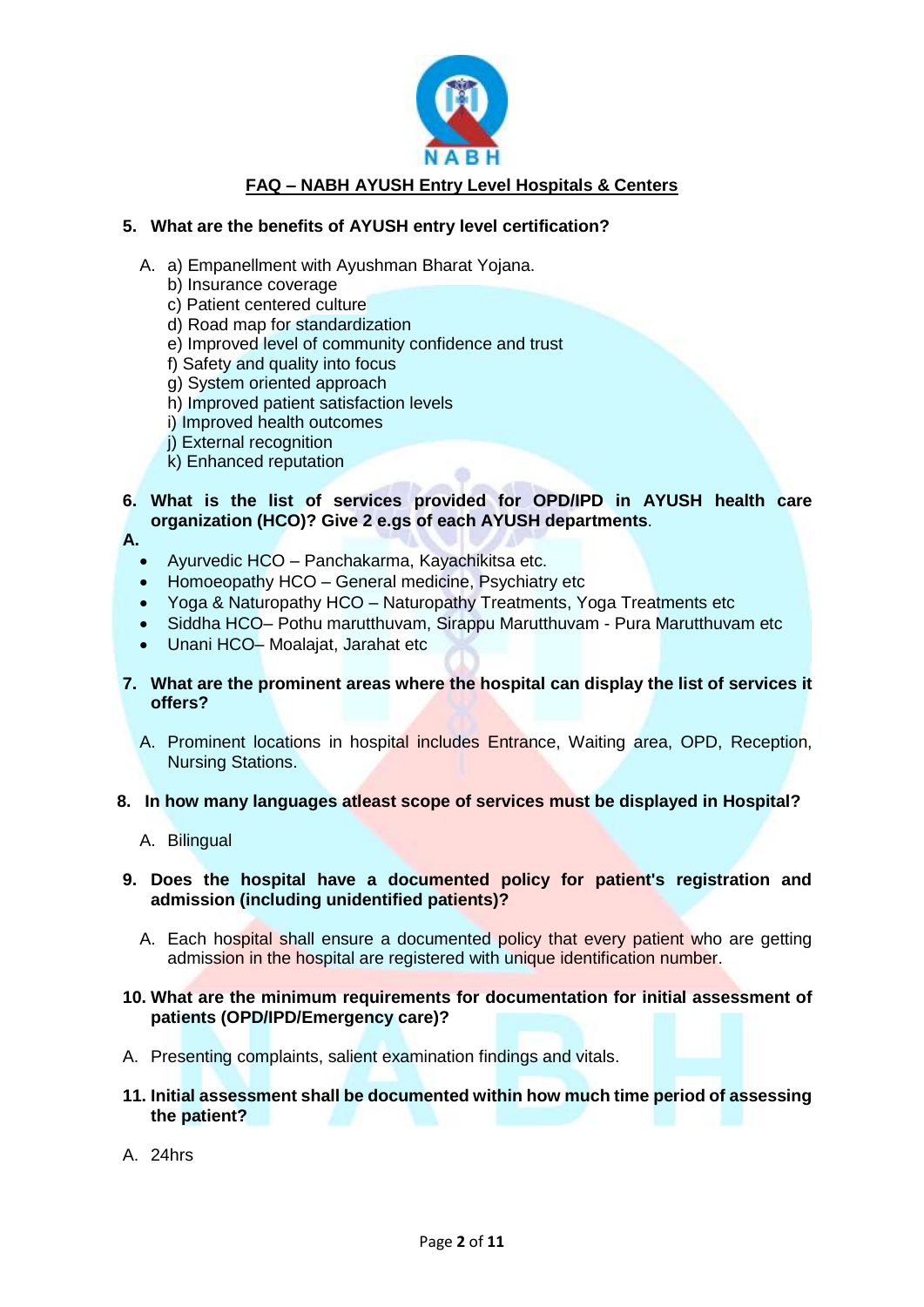## FAQ – NABH AYUSH Entry Level Hospitals & Centers

**5. What are the benefits of AYUSH entry level certification?**

A. a) Empanellment with Ayushman Bharat Yojana.
b) Insurance coverage
c) Patient centered culture
d) Road map for standardization
e) Improved level of community confidence and trust
f) Safety and quality into focus
g) System oriented approach
h) Improved patient satisfaction levels
i) Improved health outcomes
j) External recognition
k) Enhanced reputation

**6. What is the list of services provided for OPD/IPD in AYUSH health care organization (HCO)? Give 2 e.gs of each AYUSH departments**.

**A.**

- Ayurvedic HCO – Panchakarma, Kayachikitsa etc.
- Homoeopathy HCO – General medicine, Psychiatry etc
- Yoga & Naturopathy HCO – Naturopathy Treatments, Yoga Treatments etc
- Siddha HCO– Pothu marutthuvam, Sirappu Marutthuvam - Pura Marutthuvam etc
- Unani HCO– Moalajat, Jarahat etc

**7. What are the prominent areas where the hospital can display the list of services it offers?**

A. Prominent locations in hospital includes Entrance, Waiting area, OPD, Reception, Nursing Stations.

**8. In how many languages atleast scope of services must be displayed in Hospital?**

A. Bilingual

**9. Does the hospital have a documented policy for patient's registration and admission (including unidentified patients)?**

A. Each hospital shall ensure a documented policy that every patient who are getting admission in the hospital are registered with unique identification number.

**10. What are the minimum requirements for documentation for initial assessment of patients (OPD/IPD/Emergency care)?**

A. Presenting complaints, salient examination findings and vitals.

**11. Initial assessment shall be documented within how much time period of assessing the patient?**

A. 24hrs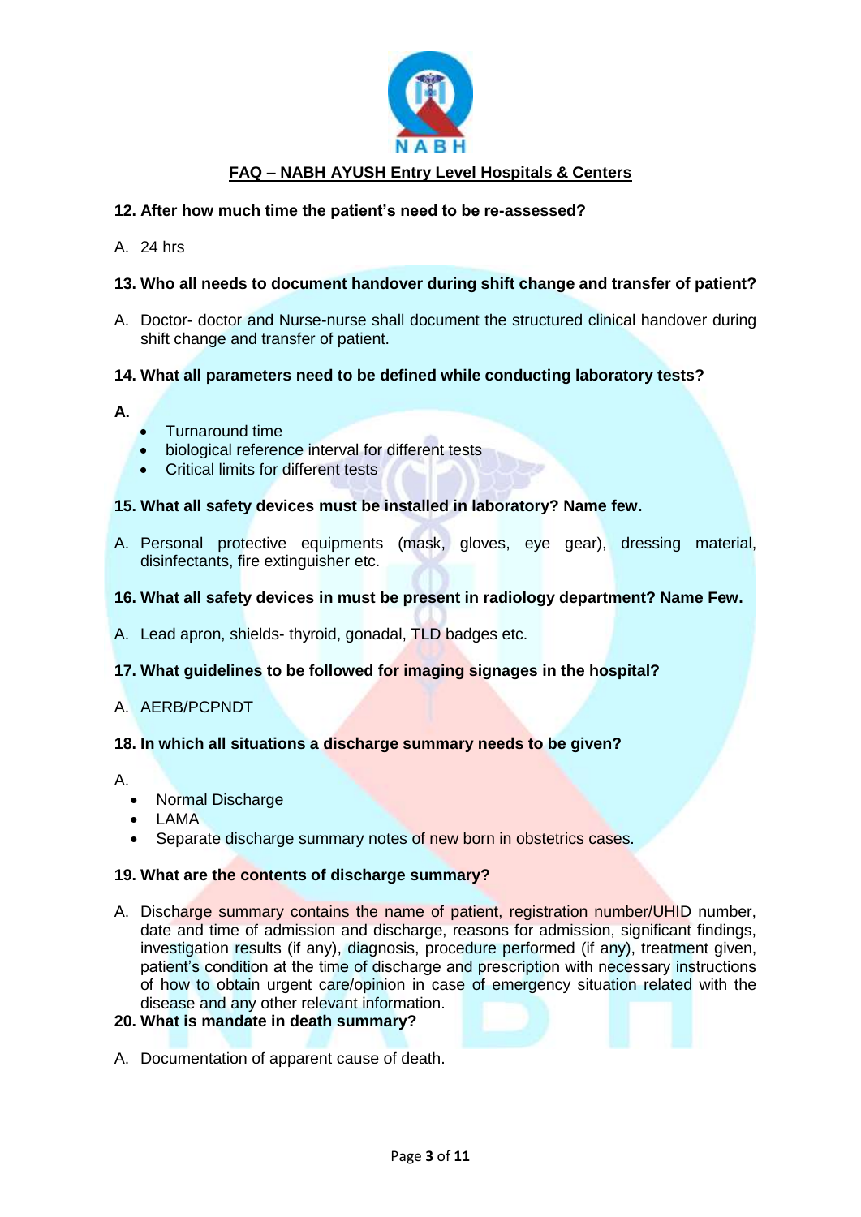**FAQ – NABH AYUSH Entry Level Hospitals & Centers**

**12. After how much time the patient's need to be re-assessed?**

A. 24 hrs

**13. Who all needs to document handover during shift change and transfer of patient?**

A. Doctor- doctor and Nurse-nurse shall document the structured clinical handover during shift change and transfer of patient.

**14. What all parameters need to be defined while conducting laboratory tests?**

**A.**

- Turnaround time
- biological reference interval for different tests
- Critical limits for different tests

**15. What all safety devices must be installed in laboratory? Name few.**

A. Personal protective equipments (mask, gloves, eye gear), dressing material, disinfectants, fire extinguisher etc.

**16. What all safety devices in must be present in radiology department? Name Few.**

A. Lead apron, shields- thyroid, gonadal, TLD badges etc.

**17. What guidelines to be followed for imaging signages in the hospital?**

A. AERB/PCPNDT

**18. In which all situations a discharge summary needs to be given?**

A.

- Normal Discharge
- LAMA
- Separate discharge summary notes of new born in obstetrics cases.

**19. What are the contents of discharge summary?**

A. Discharge summary contains the name of patient, registration number/UHID number, date and time of admission and discharge, reasons for admission, significant findings, investigation results (if any), diagnosis, procedure performed (if any), treatment given, patient's condition at the time of discharge and prescription with necessary instructions of how to obtain urgent care/opinion in case of emergency situation related with the disease and any other relevant information.

**20. What is mandate in death summary?**

A. Documentation of apparent cause of death.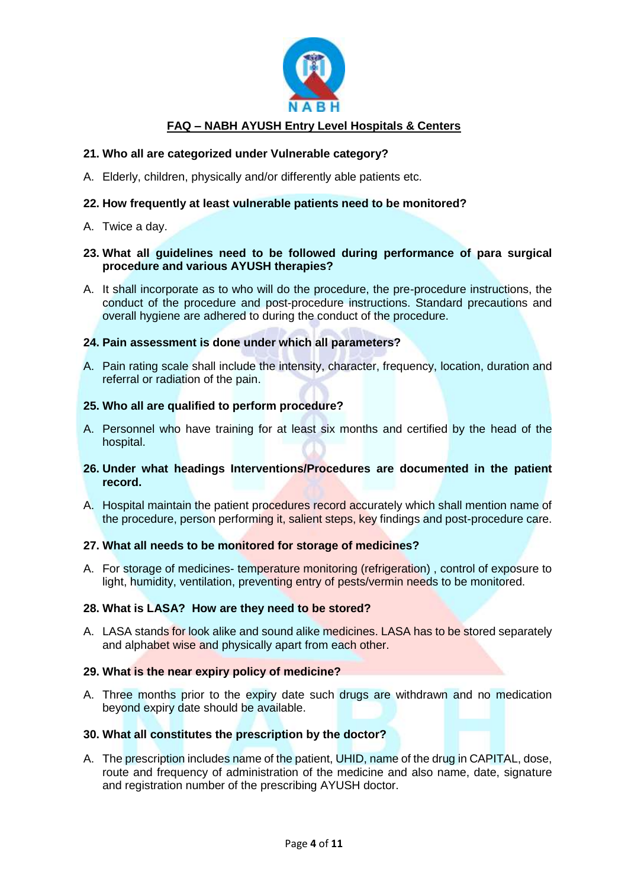**FAQ – NABH AYUSH Entry Level Hospitals & Centers**

**21. Who all are categorized under Vulnerable category?**

A. Elderly, children, physically and/or differently able patients etc.

**22. How frequently at least vulnerable patients need to be monitored?**

A. Twice a day.

**23. What all guidelines need to be followed during performance of para surgical procedure and various AYUSH therapies?**

A. It shall incorporate as to who will do the procedure, the pre-procedure instructions, the conduct of the procedure and post-procedure instructions. Standard precautions and overall hygiene are adhered to during the conduct of the procedure.

**24. Pain assessment is done under which all parameters?**

A. Pain rating scale shall include the intensity, character, frequency, location, duration and referral or radiation of the pain.

**25. Who all are qualified to perform procedure?**

A. Personnel who have training for at least six months and certified by the head of the hospital.

**26. Under what headings Interventions/Procedures are documented in the patient record.**

A. Hospital maintain the patient procedures record accurately which shall mention name of the procedure, person performing it, salient steps, key findings and post-procedure care.

**27. What all needs to be monitored for storage of medicines?**

A. For storage of medicines- temperature monitoring (refrigeration) , control of exposure to light, humidity, ventilation, preventing entry of pests/vermin needs to be monitored.

**28. What is LASA? How are they need to be stored?**

A. LASA stands for look alike and sound alike medicines. LASA has to be stored separately and alphabet wise and physically apart from each other.

**29. What is the near expiry policy of medicine?**

A. Three months prior to the expiry date such drugs are withdrawn and no medication beyond expiry date should be available.

**30. What all constitutes the prescription by the doctor?**

A. The prescription includes name of the patient, UHID, name of the drug in CAPITAL, dose, route and frequency of administration of the medicine and also name, date, signature and registration number of the prescribing AYUSH doctor.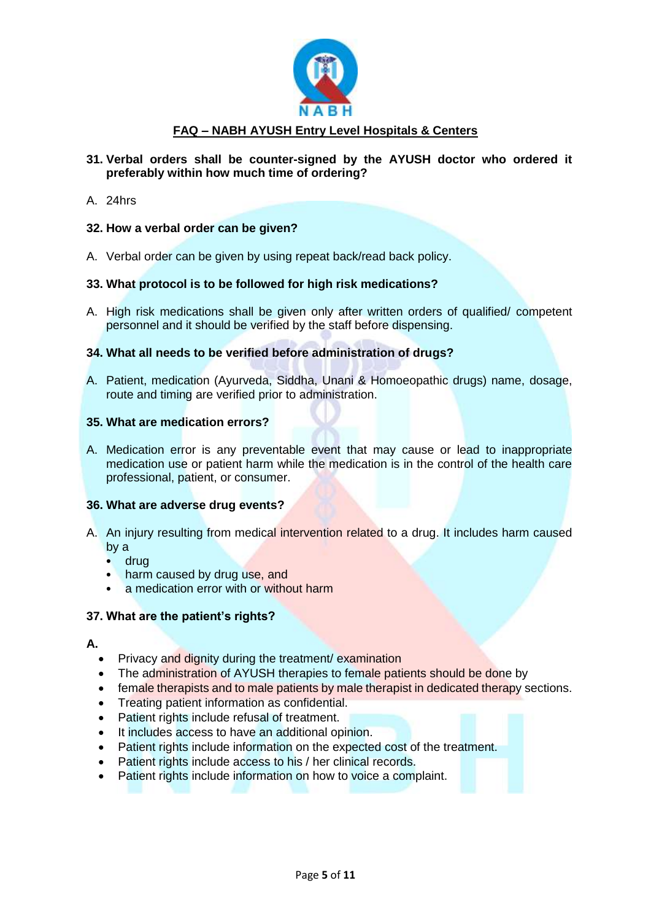**FAQ – NABH AYUSH Entry Level Hospitals & Centers**

**31. Verbal orders shall be counter-signed by the AYUSH doctor who ordered it preferably within how much time of ordering?**

A. 24hrs

**32. How a verbal order can be given?**

A. Verbal order can be given by using repeat back/read back policy.

**33. What protocol is to be followed for high risk medications?**

A. High risk medications shall be given only after written orders of qualified/ competent personnel and it should be verified by the staff before dispensing.

**34. What all needs to be verified before administration of drugs?**

A. Patient, medication (Ayurveda, Siddha, Unani & Homoeopathic drugs) name, dosage, route and timing are verified prior to administration.

**35. What are medication errors?**

A. Medication error is any preventable event that may cause or lead to inappropriate medication use or patient harm while the medication is in the control of the health care professional, patient, or consumer.

**36. What are adverse drug events?**

A. An injury resulting from medical intervention related to a drug. It includes harm caused by a
- drug
- harm caused by drug use, and
- a medication error with or without harm

**37. What are the patient's rights?**

**A.**
- Privacy and dignity during the treatment/ examination
- The administration of AYUSH therapies to female patients should be done by
- female therapists and to male patients by male therapist in dedicated therapy sections.
- Treating patient information as confidential.
- Patient rights include refusal of treatment.
- It includes access to have an additional opinion.
- Patient rights include information on the expected cost of the treatment.
- Patient rights include access to his / her clinical records.
- Patient rights include information on how to voice a complaint.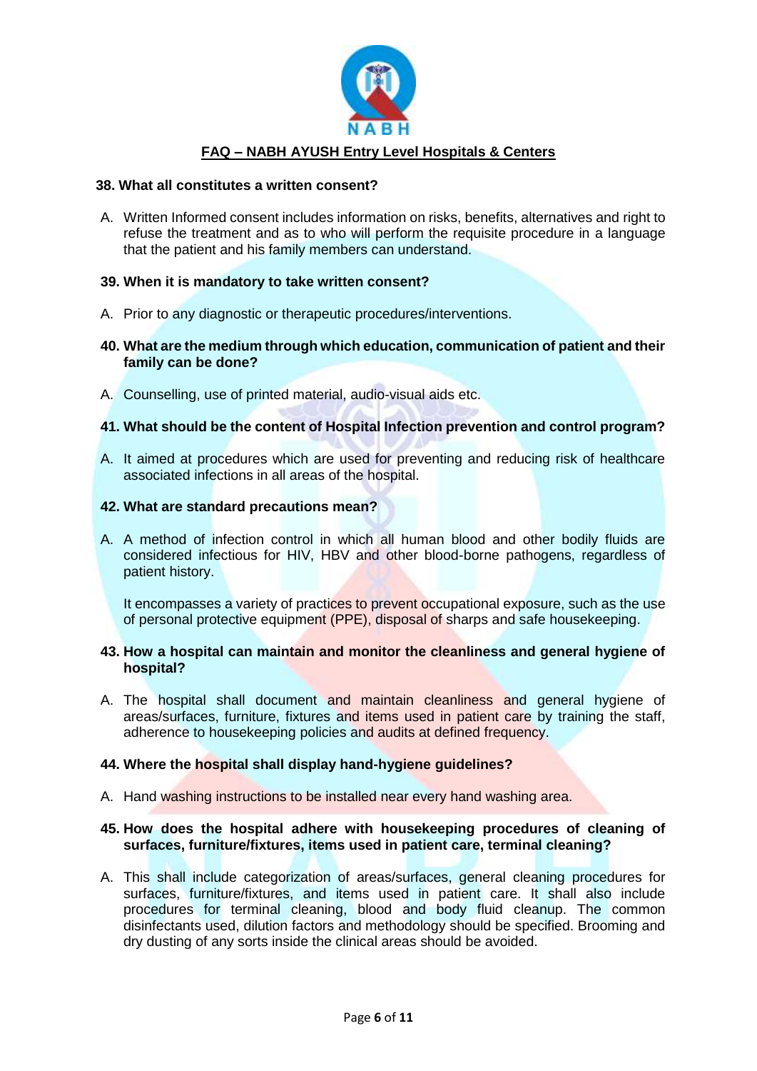**FAQ – NABH AYUSH Entry Level Hospitals & Centers**

**38. What all constitutes a written consent?**

A. Written Informed consent includes information on risks, benefits, alternatives and right to refuse the treatment and as to who will perform the requisite procedure in a language that the patient and his family members can understand.

**39. When it is mandatory to take written consent?**

A. Prior to any diagnostic or therapeutic procedures/interventions.

**40. What are the medium through which education, communication of patient and their family can be done?**

A. Counselling, use of printed material, audio-visual aids etc.

**41. What should be the content of Hospital Infection prevention and control program?**

A. It aimed at procedures which are used for preventing and reducing risk of healthcare associated infections in all areas of the hospital.

**42. What are standard precautions mean?**

A. A method of infection control in which all human blood and other bodily fluids are considered infectious for HIV, HBV and other blood-borne pathogens, regardless of patient history.

It encompasses a variety of practices to prevent occupational exposure, such as the use of personal protective equipment (PPE), disposal of sharps and safe housekeeping.

**43. How a hospital can maintain and monitor the cleanliness and general hygiene of hospital?**

A. The hospital shall document and maintain cleanliness and general hygiene of areas/surfaces, furniture, fixtures and items used in patient care by training the staff, adherence to housekeeping policies and audits at defined frequency.

**44. Where the hospital shall display hand-hygiene guidelines?**

A. Hand washing instructions to be installed near every hand washing area.

**45. How does the hospital adhere with housekeeping procedures of cleaning of surfaces, furniture/fixtures, items used in patient care, terminal cleaning?**

A. This shall include categorization of areas/surfaces, general cleaning procedures for surfaces, furniture/fixtures, and items used in patient care. It shall also include procedures for terminal cleaning, blood and body fluid cleanup. The common disinfectants used, dilution factors and methodology should be specified. Brooming and dry dusting of any sorts inside the clinical areas should be avoided.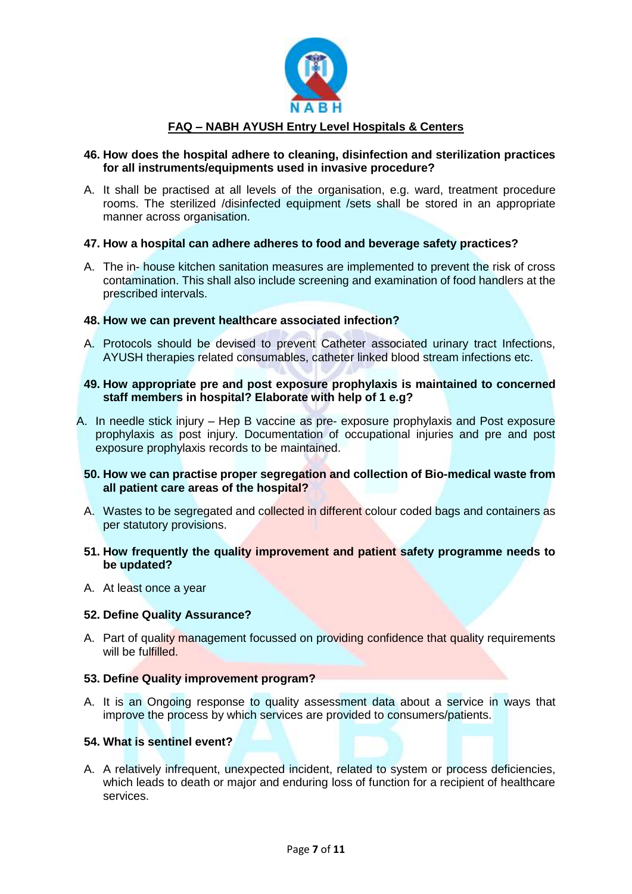**FAQ – NABH AYUSH Entry Level Hospitals & Centers**

**46. How does the hospital adhere to cleaning, disinfection and sterilization practices for all instruments/equipments used in invasive procedure?**

A. It shall be practised at all levels of the organisation, e.g. ward, treatment procedure rooms. The sterilized /disinfected equipment /sets shall be stored in an appropriate manner across organisation.

**47. How a hospital can adhere adheres to food and beverage safety practices?**

A. The in- house kitchen sanitation measures are implemented to prevent the risk of cross contamination. This shall also include screening and examination of food handlers at the prescribed intervals.

**48. How we can prevent healthcare associated infection?**

A. Protocols should be devised to prevent Catheter associated urinary tract Infections, AYUSH therapies related consumables, catheter linked blood stream infections etc.

**49. How appropriate pre and post exposure prophylaxis is maintained to concerned staff members in hospital? Elaborate with help of 1 e.g?**

A. In needle stick injury – Hep B vaccine as pre- exposure prophylaxis and Post exposure prophylaxis as post injury. Documentation of occupational injuries and pre and post exposure prophylaxis records to be maintained.

**50. How we can practise proper segregation and collection of Bio-medical waste from all patient care areas of the hospital?**

A. Wastes to be segregated and collected in different colour coded bags and containers as per statutory provisions.

**51. How frequently the quality improvement and patient safety programme needs to be updated?**

A. At least once a year

**52. Define Quality Assurance?**

A. Part of quality management focussed on providing confidence that quality requirements will be fulfilled.

**53. Define Quality improvement program?**

A. It is an Ongoing response to quality assessment data about a service in ways that improve the process by which services are provided to consumers/patients.

**54. What is sentinel event?**

A. A relatively infrequent, unexpected incident, related to system or process deficiencies, which leads to death or major and enduring loss of function for a recipient of healthcare services.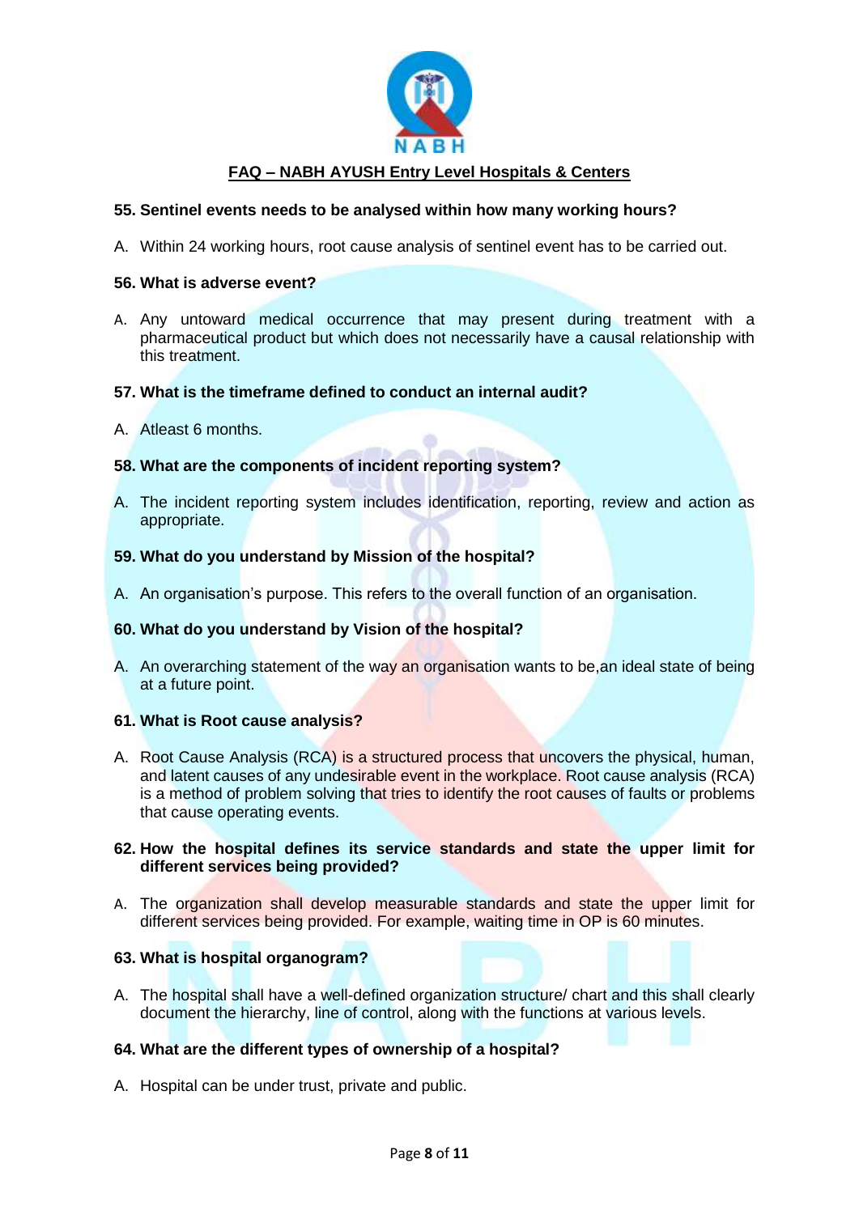**FAQ – NABH AYUSH Entry Level Hospitals & Centers**

**55. Sentinel events needs to be analysed within how many working hours?**

A. Within 24 working hours, root cause analysis of sentinel event has to be carried out.

**56. What is adverse event?**

A. Any untoward medical occurrence that may present during treatment with a pharmaceutical product but which does not necessarily have a causal relationship with this treatment.

**57. What is the timeframe defined to conduct an internal audit?**

A. Atleast 6 months.

**58. What are the components of incident reporting system?**

A. The incident reporting system includes identification, reporting, review and action as appropriate.

**59. What do you understand by Mission of the hospital?**

A. An organisation's purpose. This refers to the overall function of an organisation.

**60. What do you understand by Vision of the hospital?**

A. An overarching statement of the way an organisation wants to be,an ideal state of being at a future point.

**61. What is Root cause analysis?**

A. Root Cause Analysis (RCA) is a structured process that uncovers the physical, human, and latent causes of any undesirable event in the workplace. Root cause analysis (RCA) is a method of problem solving that tries to identify the root causes of faults or problems that cause operating events.

**62. How the hospital defines its service standards and state the upper limit for different services being provided?**

A. The organization shall develop measurable standards and state the upper limit for different services being provided. For example, waiting time in OP is 60 minutes.

**63. What is hospital organogram?**

A. The hospital shall have a well-defined organization structure/ chart and this shall clearly document the hierarchy, line of control, along with the functions at various levels.

**64. What are the different types of ownership of a hospital?**

A. Hospital can be under trust, private and public.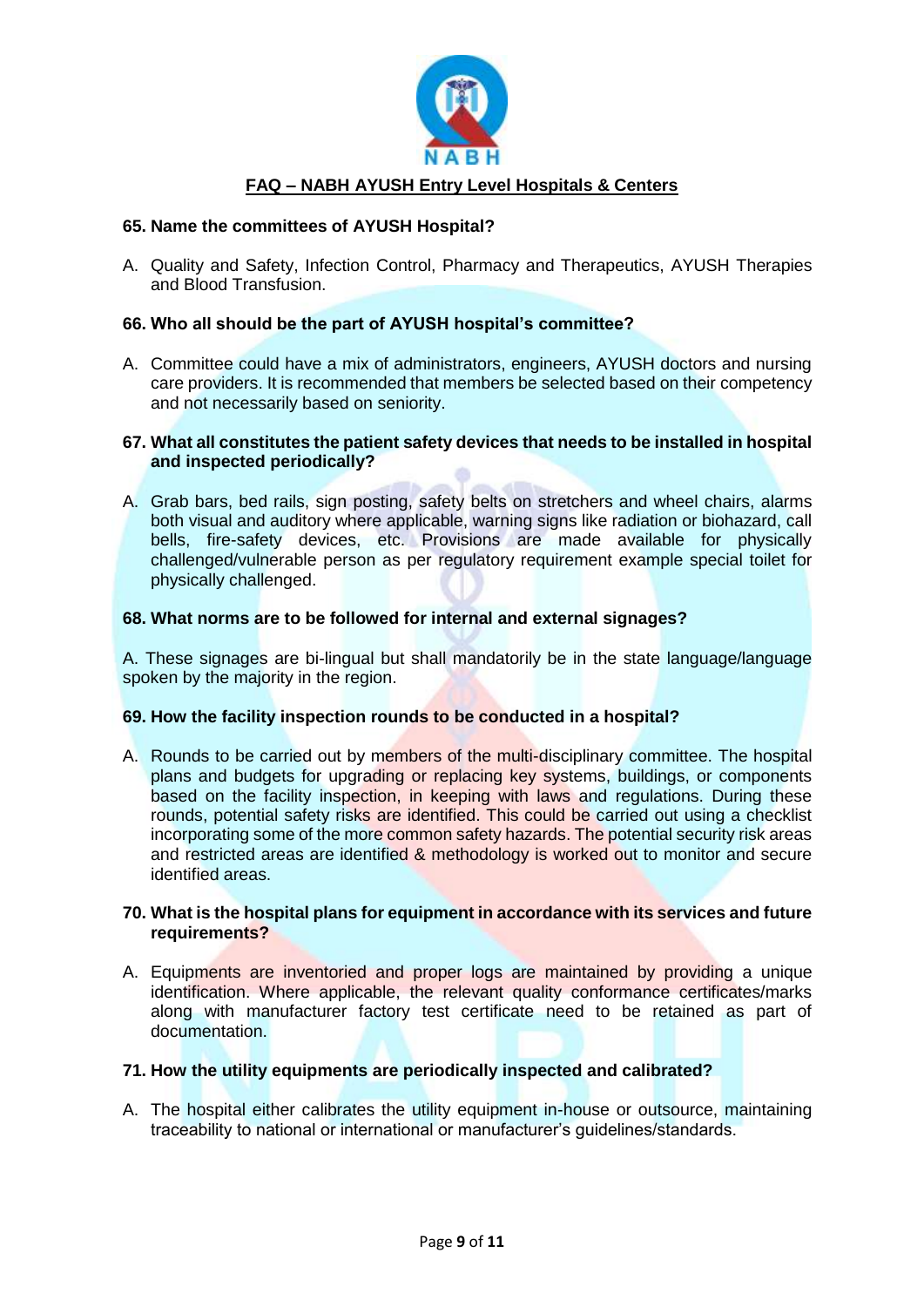## FAQ – NABH AYUSH Entry Level Hospitals & Centers

**65. Name the committees of AYUSH Hospital?**

A. Quality and Safety, Infection Control, Pharmacy and Therapeutics, AYUSH Therapies and Blood Transfusion.

**66. Who all should be the part of AYUSH hospital's committee?**

A. Committee could have a mix of administrators, engineers, AYUSH doctors and nursing care providers. It is recommended that members be selected based on their competency and not necessarily based on seniority.

**67. What all constitutes the patient safety devices that needs to be installed in hospital and inspected periodically?**

A. Grab bars, bed rails, sign posting, safety belts on stretchers and wheel chairs, alarms both visual and auditory where applicable, warning signs like radiation or biohazard, call bells, fire-safety devices, etc. Provisions are made available for physically challenged/vulnerable person as per regulatory requirement example special toilet for physically challenged.

**68. What norms are to be followed for internal and external signages?**

A. These signages are bi-lingual but shall mandatorily be in the state language/language spoken by the majority in the region.

**69. How the facility inspection rounds to be conducted in a hospital?**

A. Rounds to be carried out by members of the multi-disciplinary committee. The hospital plans and budgets for upgrading or replacing key systems, buildings, or components based on the facility inspection, in keeping with laws and regulations. During these rounds, potential safety risks are identified. This could be carried out using a checklist incorporating some of the more common safety hazards. The potential security risk areas and restricted areas are identified & methodology is worked out to monitor and secure identified areas.

**70. What is the hospital plans for equipment in accordance with its services and future requirements?**

A. Equipments are inventoried and proper logs are maintained by providing a unique identification. Where applicable, the relevant quality conformance certificates/marks along with manufacturer factory test certificate need to be retained as part of documentation.

**71. How the utility equipments are periodically inspected and calibrated?**

A. The hospital either calibrates the utility equipment in-house or outsource, maintaining traceability to national or international or manufacturer's guidelines/standards.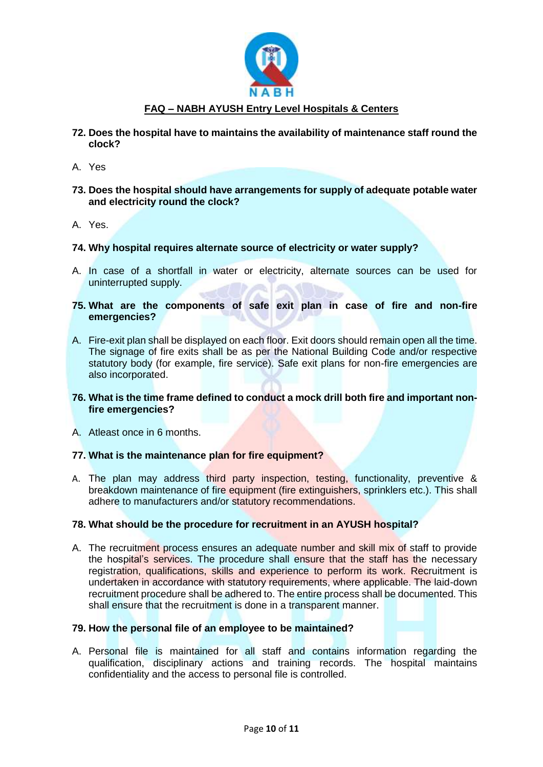**FAQ – NABH AYUSH Entry Level Hospitals & Centers**

**72. Does the hospital have to maintains the availability of maintenance staff round the clock?**

A. Yes

**73. Does the hospital should have arrangements for supply of adequate potable water and electricity round the clock?**

A. Yes.

**74. Why hospital requires alternate source of electricity or water supply?**

A. In case of a shortfall in water or electricity, alternate sources can be used for uninterrupted supply.

**75. What are the components of safe exit plan in case of fire and non-fire emergencies?**

A. Fire-exit plan shall be displayed on each floor. Exit doors should remain open all the time. The signage of fire exits shall be as per the National Building Code and/or respective statutory body (for example, fire service). Safe exit plans for non-fire emergencies are also incorporated.

**76. What is the time frame defined to conduct a mock drill both fire and important non-fire emergencies?**

A. Atleast once in 6 months.

**77. What is the maintenance plan for fire equipment?**

A. The plan may address third party inspection, testing, functionality, preventive & breakdown maintenance of fire equipment (fire extinguishers, sprinklers etc.). This shall adhere to manufacturers and/or statutory recommendations.

**78. What should be the procedure for recruitment in an AYUSH hospital?**

A. The recruitment process ensures an adequate number and skill mix of staff to provide the hospital's services. The procedure shall ensure that the staff has the necessary registration, qualifications, skills and experience to perform its work. Recruitment is undertaken in accordance with statutory requirements, where applicable. The laid-down recruitment procedure shall be adhered to. The entire process shall be documented. This shall ensure that the recruitment is done in a transparent manner.

**79. How the personal file of an employee to be maintained?**

A. Personal file is maintained for all staff and contains information regarding the qualification, disciplinary actions and training records. The hospital maintains confidentiality and the access to personal file is controlled.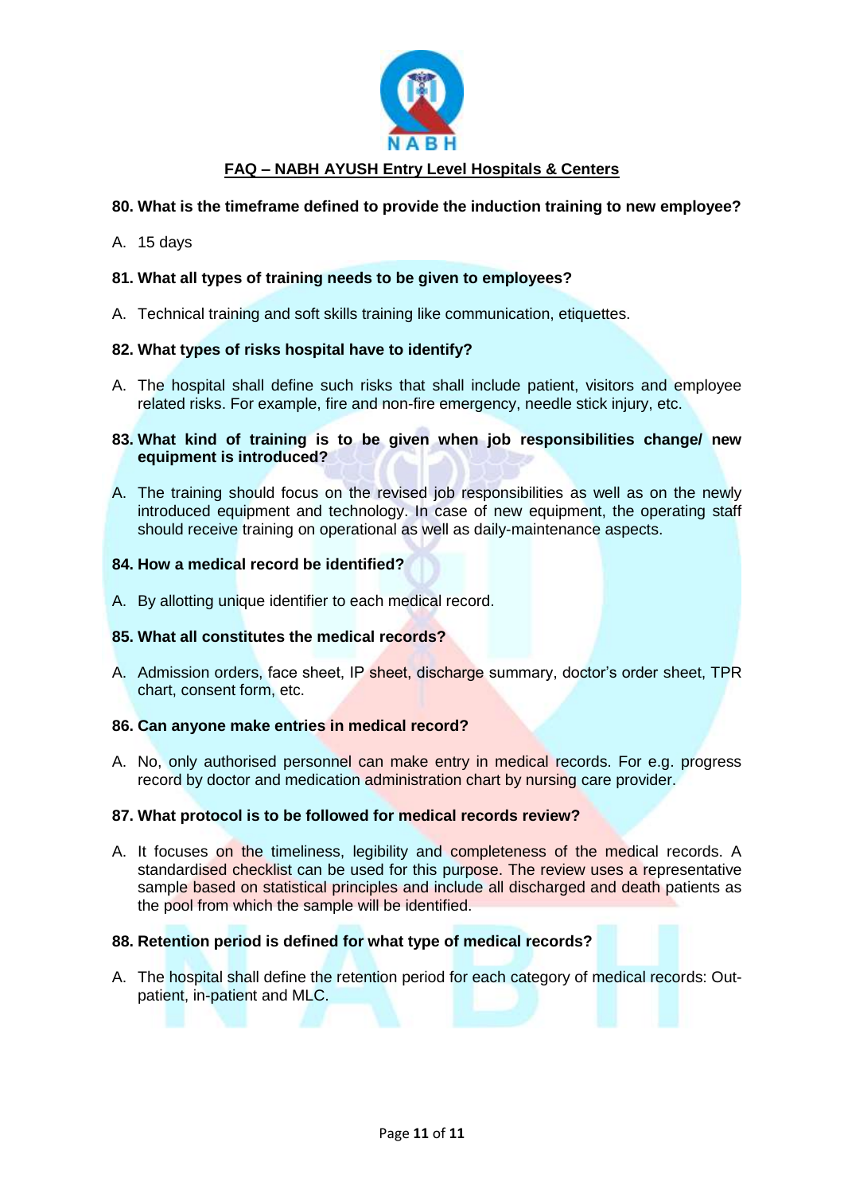**FAQ – NABH AYUSH Entry Level Hospitals & Centers**

**80. What is the timeframe defined to provide the induction training to new employee?**

A. 15 days

**81. What all types of training needs to be given to employees?**

A. Technical training and soft skills training like communication, etiquettes.

**82. What types of risks hospital have to identify?**

A. The hospital shall define such risks that shall include patient, visitors and employee related risks. For example, fire and non-fire emergency, needle stick injury, etc.

**83. What kind of training is to be given when job responsibilities change/ new equipment is introduced?**

A. The training should focus on the revised job responsibilities as well as on the newly introduced equipment and technology. In case of new equipment, the operating staff should receive training on operational as well as daily-maintenance aspects.

**84. How a medical record be identified?**

A. By allotting unique identifier to each medical record.

**85. What all constitutes the medical records?**

A. Admission orders, face sheet, IP sheet, discharge summary, doctor's order sheet, TPR chart, consent form, etc.

**86. Can anyone make entries in medical record?**

A. No, only authorised personnel can make entry in medical records. For e.g. progress record by doctor and medication administration chart by nursing care provider.

**87. What protocol is to be followed for medical records review?**

A. It focuses on the timeliness, legibility and completeness of the medical records. A standardised checklist can be used for this purpose. The review uses a representative sample based on statistical principles and include all discharged and death patients as the pool from which the sample will be identified.

**88. Retention period is defined for what type of medical records?**

A. The hospital shall define the retention period for each category of medical records: Out-patient, in-patient and MLC.